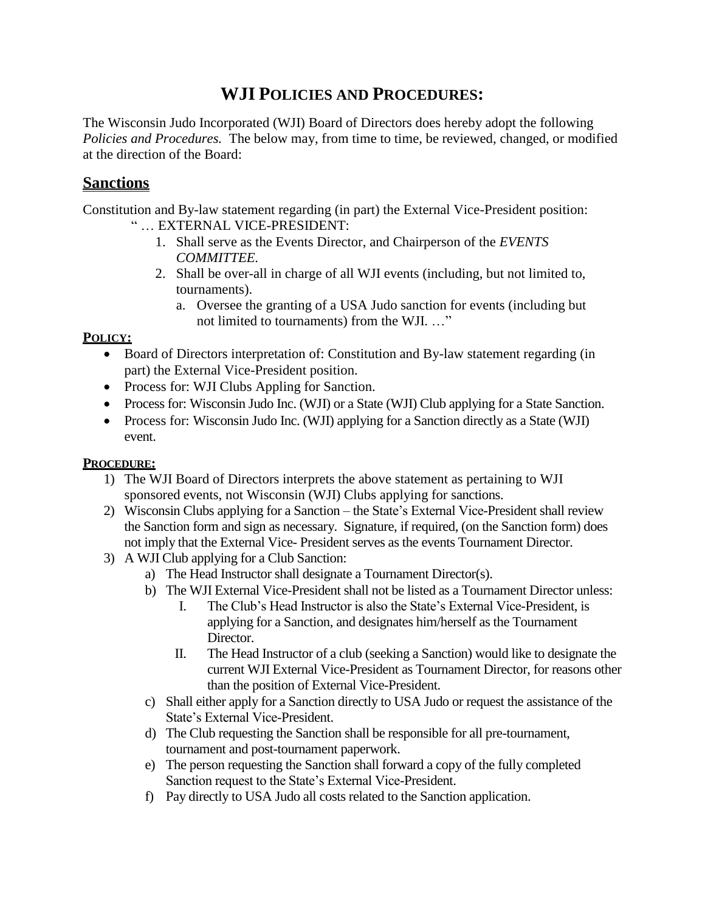# WJI POLICIES AND PROCEDURES:

The Wisconsin Judo Incorporated (WJI) Board of Directors does hereby adopt the following *Policies and Procedures.* The below may, from time to time, be reviewed, changed, or modified at the direction of the Board:

## Sanctions

Constitution and By-law statement regarding (in part) the External Vice-President position:

" … EXTERNAL VICE-PRESIDENT:

1. Shall serve as the Events Director, and Chairperson of the *EVENTS COMMITTEE.*
2. Shall be over-all in charge of all WJI events (including, but not limited to, tournaments).
   a. Oversee the granting of a USA Judo sanction for events (including but not limited to tournaments) from the WJI. …"

**POLICY:**

- Board of Directors interpretation of: Constitution and By-law statement regarding (in part) the External Vice-President position.
- Process for: WJI Clubs Appling for Sanction.
- Process for: Wisconsin Judo Inc. (WJI) or a State (WJI) Club applying for a State Sanction.
- Process for: Wisconsin Judo Inc. (WJI) applying for a Sanction directly as a State (WJI) event.

**PROCEDURE:**

1) The WJI Board of Directors interprets the above statement as pertaining to WJI sponsored events, not Wisconsin (WJI) Clubs applying for sanctions.
2) Wisconsin Clubs applying for a Sanction – the State's External Vice-President shall review the Sanction form and sign as necessary. Signature, if required, (on the Sanction form) does not imply that the External Vice- President serves as the events Tournament Director.
3) A WJI Club applying for a Club Sanction:
   a) The Head Instructor shall designate a Tournament Director(s).
   b) The WJI External Vice-President shall not be listed as a Tournament Director unless:
      I. The Club's Head Instructor is also the State's External Vice-President, is applying for a Sanction, and designates him/herself as the Tournament Director.
      II. The Head Instructor of a club (seeking a Sanction) would like to designate the current WJI External Vice-President as Tournament Director, for reasons other than the position of External Vice-President.
   c) Shall either apply for a Sanction directly to USA Judo or request the assistance of the State's External Vice-President.
   d) The Club requesting the Sanction shall be responsible for all pre-tournament, tournament and post-tournament paperwork.
   e) The person requesting the Sanction shall forward a copy of the fully completed Sanction request to the State's External Vice-President.
   f) Pay directly to USA Judo all costs related to the Sanction application.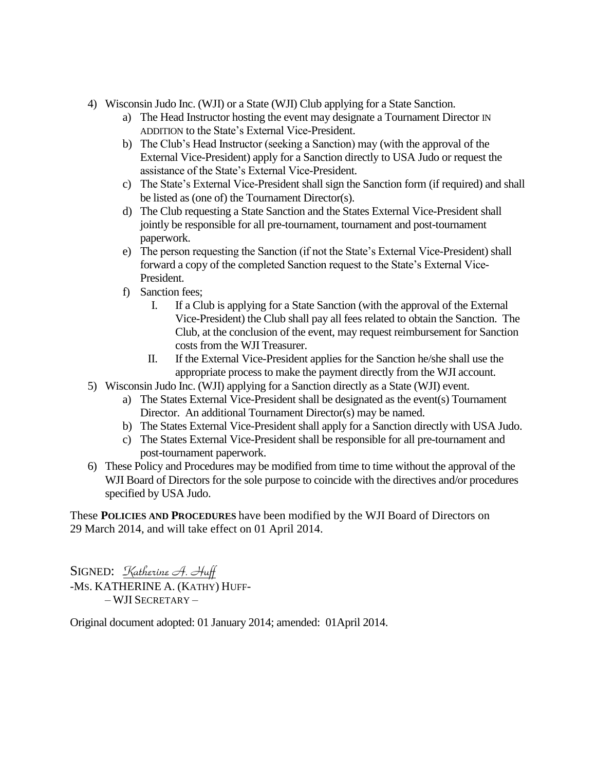4) Wisconsin Judo Inc. (WJI) or a State (WJI) Club applying for a State Sanction.
   a) The Head Instructor hosting the event may designate a Tournament Director IN ADDITION to the State's External Vice-President.
   b) The Club's Head Instructor (seeking a Sanction) may (with the approval of the External Vice-President) apply for a Sanction directly to USA Judo or request the assistance of the State's External Vice-President.
   c) The State's External Vice-President shall sign the Sanction form (if required) and shall be listed as (one of) the Tournament Director(s).
   d) The Club requesting a State Sanction and the States External Vice-President shall jointly be responsible for all pre-tournament, tournament and post-tournament paperwork.
   e) The person requesting the Sanction (if not the State's External Vice-President) shall forward a copy of the completed Sanction request to the State's External Vice-President.
   f) Sanction fees;
      I. If a Club is applying for a State Sanction (with the approval of the External Vice-President) the Club shall pay all fees related to obtain the Sanction. The Club, at the conclusion of the event, may request reimbursement for Sanction costs from the WJI Treasurer.
      II. If the External Vice-President applies for the Sanction he/she shall use the appropriate process to make the payment directly from the WJI account.
5) Wisconsin Judo Inc. (WJI) applying for a Sanction directly as a State (WJI) event.
   a) The States External Vice-President shall be designated as the event(s) Tournament Director. An additional Tournament Director(s) may be named.
   b) The States External Vice-President shall apply for a Sanction directly with USA Judo.
   c) The States External Vice-President shall be responsible for all pre-tournament and post-tournament paperwork.
6) These Policy and Procedures may be modified from time to time without the approval of the WJI Board of Directors for the sole purpose to coincide with the directives and/or procedures specified by USA Judo.

These **POLICIES AND PROCEDURES** have been modified by the WJI Board of Directors on 29 March 2014, and will take effect on 01 April 2014.

SIGNED: *Katherine A. Huff*
-MS. KATHERINE A. (KATHY) HUFF-
– WJI SECRETARY –

Original document adopted: 01 January 2014; amended: 01April 2014.